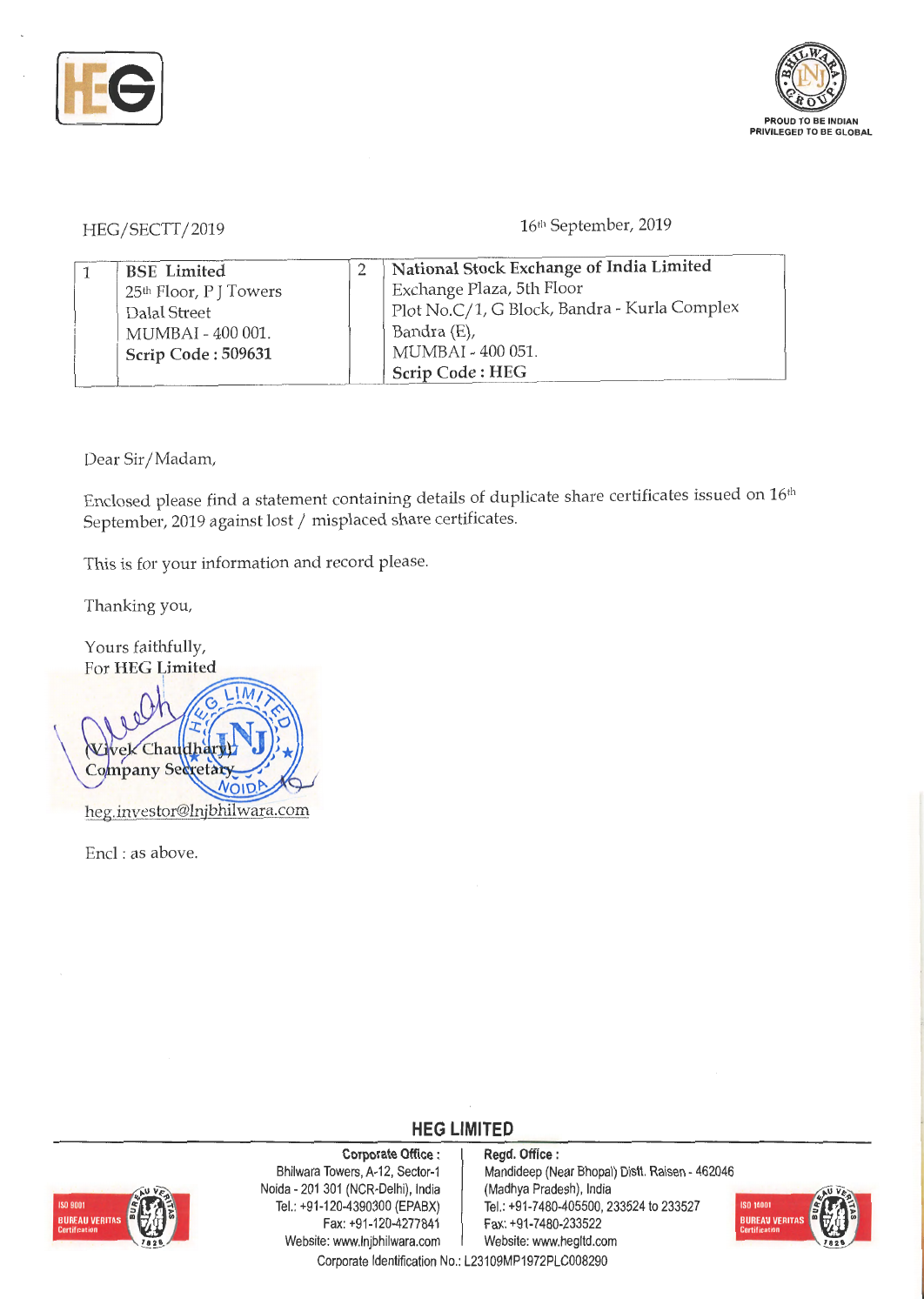HEG/SECTT/2019

16th September, 2019

| 1 | **BSE Limited**<br>25th Floor, P J Towers<br>Dalal Street<br>MUMBAI - 400 001.<br>**Scrip Code : 509631** | 2 | **National Stock Exchange of India Limited**<br>Exchange Plaza, 5th Floor<br>Plot No.C/1, G Block, Bandra - Kurla Complex<br>Bandra (E),<br>MUMBAI - 400 051.<br>**Scrip Code : HEG** |
|---|---|---|---|

Dear Sir/Madam,

Enclosed please find a statement containing details of duplicate share certificates issued on 16th September, 2019 against lost / misplaced share certificates.

This is for your information and record please.

Thanking you,

Yours faithfully,
For **HEG Limited**

(Vivek Chaudhary)
Company Secretary

heg.investor@lnjbhilwara.com

Encl : as above.

**HEG LIMITED**

**Corporate Office :**
Bhilwara Towers, A-12, Sector-1
Noida - 201 301 (NCR-Delhi), India
Tel.: +91-120-4390300 (EPABX)
Fax: +91-120-4277841
Website: www.lnjbhilwara.com

**Regd. Office :**
Mandideep (Near Bhopal) Distt. Raisen - 462046
(Madhya Pradesh), India
Tel.: +91-7480-405500, 233524 to 233527
Fax: +91-7480-233522
Website: www.hegltd.com

Corporate Identification No.: L23109MP1972PLC008290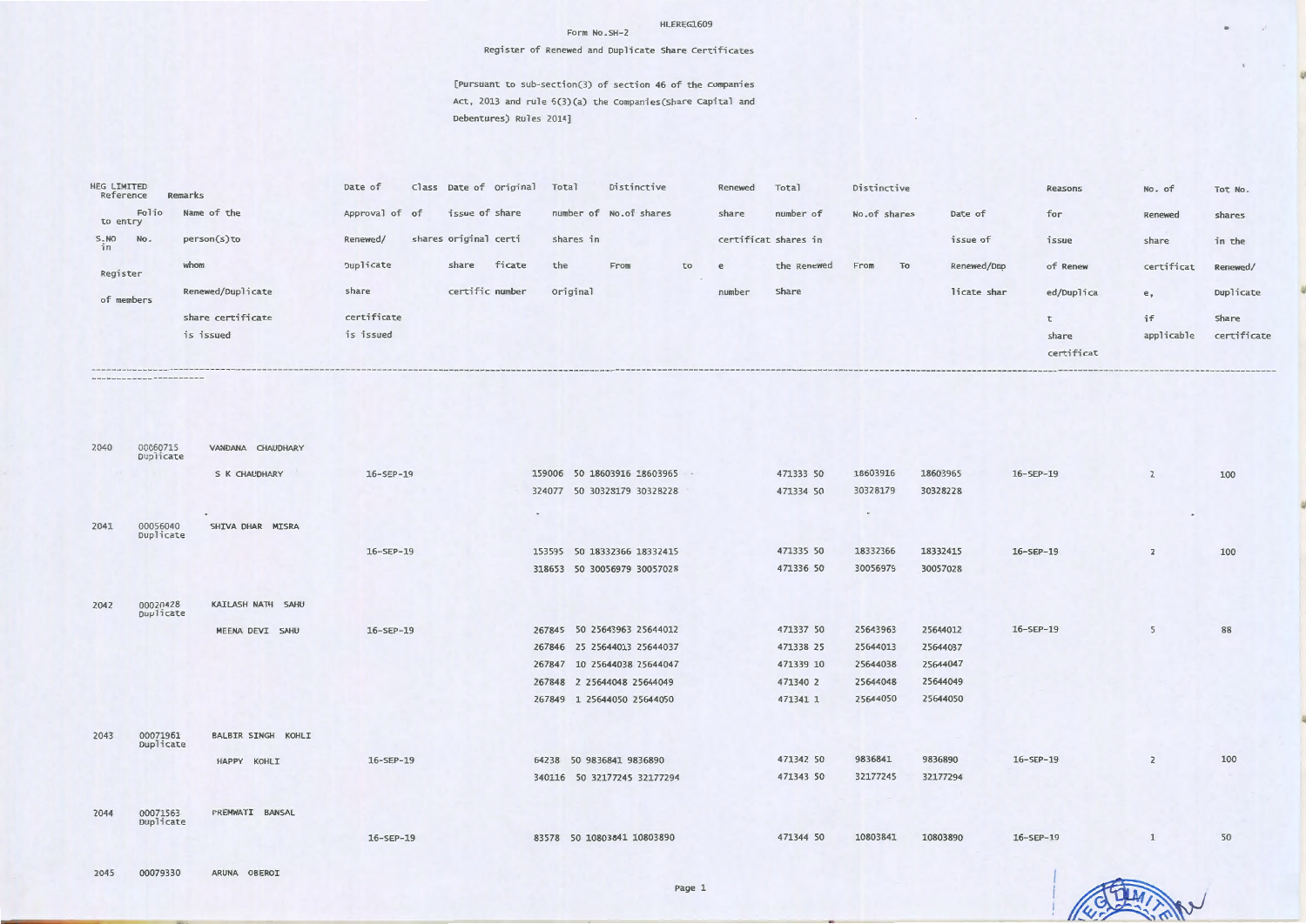HLEREG1609

Form No.SH-2

Register of Renewed and Duplicate Share Certificates

[Pursuant to sub-section(3) of section 46 of the Companies Act, 2013 and rule 6(3)(a) the Companies(Share Capital and Debentures) Rules 2014]

HEG LIMITED

| Reference to entry S.NO in Register of members | Folio No. | Remarks / Name of the person(s) to whom Renewed/Duplicate share certificate is issued | Date of Approval of Renewed/ Duplicate share certificate is issued | Class of shares | Date of issue of share original certi share certific | Original share ficate number | Total number of shares in the Original | Distinctive No.of shares From | to | Renewed share certificate number | Total number of shares in the Renewed Share | Distinctive No.of shares From | To | Date of issue of Renewed/Duplicate share | Reasons for issue of Renewed/Duplicate share certificat | No. of Renewed share certificate, if applicable | Tot No. shares in the Renewed/ Duplicate Share certificate |
|---|---|---|---|---|---|---|---|---|---|---|---|---|---|---|---|---|---|
| 2040 | 00060715 Duplicate | VANDANA CHAUDHARY | | | | | | | | | | | | | | | |
| | | S K CHAUDHARY | 16-SEP-19 | | | 159006 | 50 | 18603916 | 18603965 | 471333 | 50 | 18603916 | 18603965 | 16-SEP-19 | | 2 | 100 |
| | | | | | | 324077 | 50 | 30328179 | 30328228 | 471334 | 50 | 30328179 | 30328228 | | | | |
| 2041 | 00056040 Duplicate | SHIVA DHAR MISRA | | | | | | | | | | | | | | | |
| | | | 16-SEP-19 | | | 153595 | 50 | 18332366 | 18332415 | 471335 | 50 | 18332366 | 18332415 | 16-SEP-19 | | 2 | 100 |
| | | | | | | 318653 | 50 | 30056979 | 30057028 | 471336 | 50 | 30056979 | 30057028 | | | | |
| 2042 | 00020428 Duplicate | KAILASH NATH SAHU | | | | | | | | | | | | | | | |
| | | MEENA DEVI SAHU | 16-SEP-19 | | | 267845 | 50 | 25643963 | 25644012 | 471337 | 50 | 25643963 | 25644012 | 16-SEP-19 | | 5 | 88 |
| | | | | | | 267846 | 25 | 25644013 | 25644037 | 471338 | 25 | 25644013 | 25644037 | | | | |
| | | | | | | 267847 | 10 | 25644038 | 25644047 | 471339 | 10 | 25644038 | 25644047 | | | | |
| | | | | | | 267848 | 2 | 25644048 | 25644049 | 471340 | 2 | 25644048 | 25644049 | | | | |
| | | | | | | 267849 | 1 | 25644050 | 25644050 | 471341 | 1 | 25644050 | 25644050 | | | | |
| 2043 | 00071961 Duplicate | BALBIR SINGH KOHLI | | | | | | | | | | | | | | | |
| | | HAPPY KOHLI | 16-SEP-19 | | | 64238 | 50 | 9836841 | 9836890 | 471342 | 50 | 9836841 | 9836890 | 16-SEP-19 | | 2 | 100 |
| | | | | | | 340116 | 50 | 32177245 | 32177294 | 471343 | 50 | 32177245 | 32177294 | | | | |
| 2044 | 00071563 Duplicate | PREMWATI BANSAL | | | | | | | | | | | | | | | |
| | | | 16-SEP-19 | | | 83578 | 50 | 10803841 | 10803890 | 471344 | 50 | 10803841 | 10803890 | 16-SEP-19 | | 1 | 50 |
| 2045 | 00079330 | ARUNA OBEROI | | | | | | | | | | | | | | | |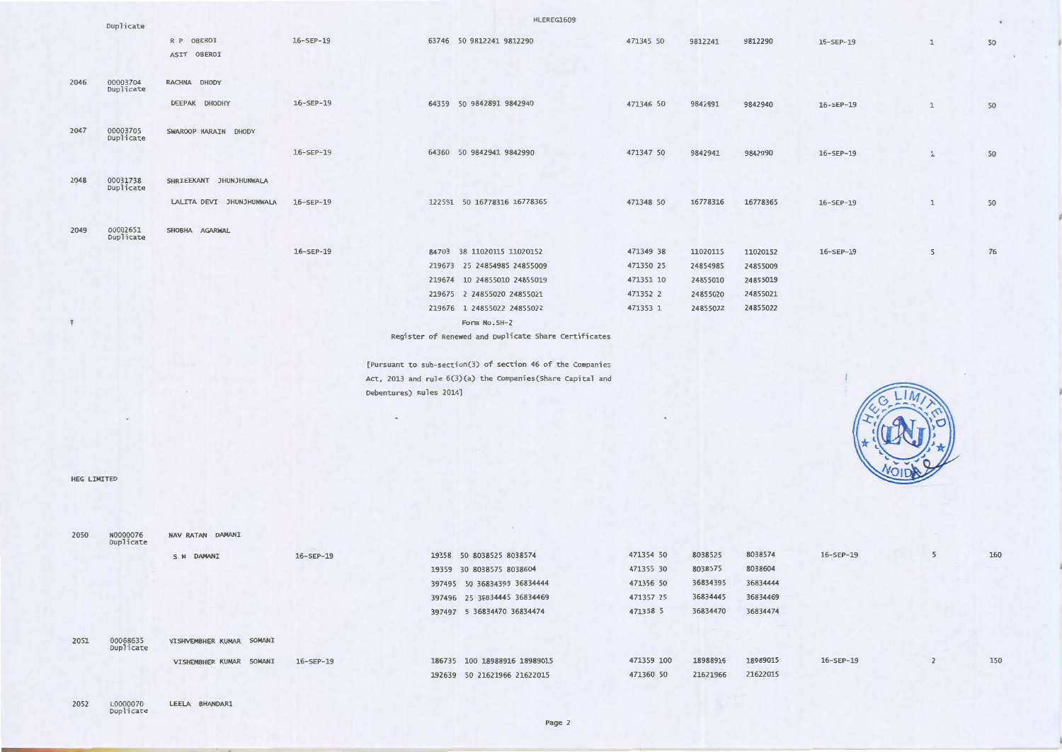| | | | | | | | | | | |
|---|---|---|---|---|---|---|---|---|---|---|
| | Duplicate | | | | | | | | | |
| | | R P OBEROI<br>ASIT OBEROI | 16-SEP-19 | 63746 50 9812241 9812290 | 471345 50 | 9812241 | 9812290 | 16-SEP-19 | 1 | 50 |
| 2046 | 00003704<br>Duplicate | RACHNA DHODY | | | | | | | | |
| | | DEEPAK DHODHY | 16-SEP-19 | 64359 50 9842891 9842940 | 471346 50 | 9842891 | 9842940 | 16-SEP-19 | 1 | 50 |
| 2047 | 00003705<br>Duplicate | SWAROOP NARAIN DHODY | | | | | | | | |
| | | | 16-SEP-19 | 64360 50 9842941 9842990 | 471347 50 | 9842941 | 9842990 | 16-SEP-19 | 1 | 50 |
| 2048 | 00031738<br>Duplicate | SHRIEEKANT JHUNJHUNWALA | | | | | | | | |
| | | LALITA DEVI JHUNJHUNWALA | 16-SEP-19 | 122551 50 16778316 16778365 | 471348 50 | 16778316 | 16778365 | 16-SEP-19 | 1 | 50 |
| 2049 | 00002651<br>Duplicate | SHOBHA AGARWAL | | | | | | | | |
| | | | 16-SEP-19 | 84703 38 11020115 11020152 | 471349 38 | 11020115 | 11020152 | 16-SEP-19 | 5 | 76 |
| | | | | 219673 25 24854985 24855009 | 471350 25 | 24854985 | 24855009 | | | |
| | | | | 219674 10 24855010 24855019 | 471351 10 | 24855010 | 24855019 | | | |
| | | | | 219675 2 24855020 24855021 | 471352 2 | 24855020 | 24855021 | | | |
| | | | | 219676 1 24855022 24855022 | 471353 1 | 24855022 | 24855022 | | | |

Form No.SH-2

Register of Renewed and Duplicate Share Certificates

[Pursuant to sub-section(3) of section 46 of the Companies Act, 2013 and rule 6(3)(a) the Companies(Share Capital and Debentures) Rules 2014]

HEG LIMITED

| | | | | | | | | | | |
|---|---|---|---|---|---|---|---|---|---|---|
| 2050 | N0000076<br>Duplicate | NAV RATAN DAMANI | | | | | | | | |
| | | S N DAMANI | 16-SEP-19 | 19358 50 8038525 8038574 | 471354 50 | 8038525 | 8038574 | 16-SEP-19 | 5 | 160 |
| | | | | 19359 30 8038575 8038604 | 471355 30 | 8038575 | 8038604 | | | |
| | | | | 397495 50 36834395 36834444 | 471356 50 | 36834395 | 36834444 | | | |
| | | | | 397496 25 36834445 36834469 | 471357 25 | 36834445 | 36834469 | | | |
| | | | | 397497 5 36834470 36834474 | 471358 5 | 36834470 | 36834474 | | | |
| 2051 | 00068635<br>Duplicate | VISHVEMBHER KUMAR SOMANI | | | | | | | | |
| | | VISHEMBHER KUMAR SOMANI | 16-SEP-19 | 186735 100 18988916 18989015 | 471359 100 | 18988916 | 18989015 | 16-SEP-19 | 2 | 150 |
| | | | | 192639 50 21621966 21622015 | 471360 50 | 21621966 | 21622015 | | | |
| 2052 | L0000070<br>Duplicate | LEELA BHANDARI | | | | | | | | |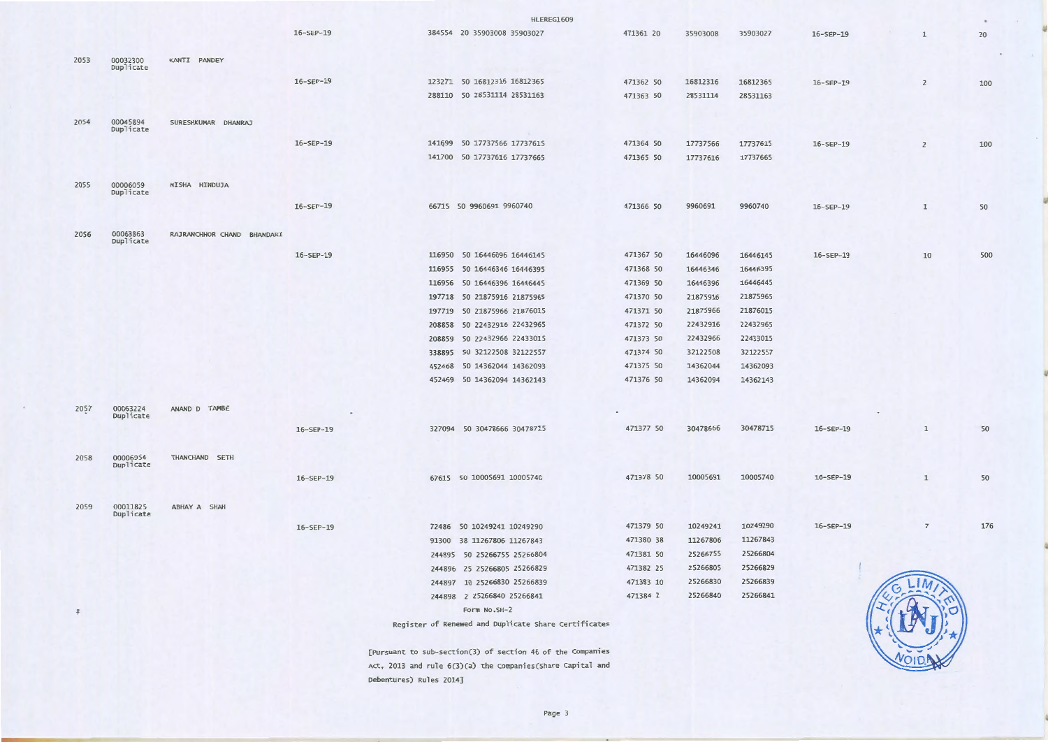HLEREG1609

| | | | | | | | | | | |
|---|---|---|---|---|---|---|---|---|---|---|
| | | | 16-SEP-19 | 384554 20 35903008 35903027 | 471361 20 | 35903008 | 35903027 | 16-SEP-19 | 1 | 20 |
| 2053 | 00032300 Duplicate | KANTI PANDEY | | | | | | | | |
| | | | 16-SEP-19 | 123271 50 16812316 16812365 | 471362 50 | 16812316 | 16812365 | 16-SEP-19 | 2 | 100 |
| | | | | 288110 50 28531114 28531163 | 471363 50 | 28531114 | 28531163 | | | |
| 2054 | 00045894 Duplicate | SURESHKUMAR DHANRAJ | | | | | | | | |
| | | | 16-SEP-19 | 141699 50 17737566 17737615 | 471364 50 | 17737566 | 17737615 | 16-SEP-19 | 2 | 100 |
| | | | | 141700 50 17737616 17737665 | 471365 50 | 17737616 | 17737665 | | | |
| 2055 | 00006059 Duplicate | NISHA HINDUJA | | | | | | | | |
| | | | 16-SEP-19 | 66715 50 9960691 9960740 | 471366 50 | 9960691 | 9960740 | 16-SEP-19 | 1 | 50 |
| 2056 | 00063863 Duplicate | RAJRANCHHOR CHAND BHANDARI | | | | | | | | |
| | | | 16-SEP-19 | 116950 50 16446096 16446145 | 471367 50 | 16446096 | 16446145 | 16-SEP-19 | 10 | 500 |
| | | | | 116955 50 16446346 16446395 | 471368 50 | 16446346 | 16446395 | | | |
| | | | | 116956 50 16446396 16446445 | 471369 50 | 16446396 | 16446445 | | | |
| | | | | 197718 50 21875916 21875965 | 471370 50 | 21875916 | 21875965 | | | |
| | | | | 197719 50 21875966 21876015 | 471371 50 | 21875966 | 21876015 | | | |
| | | | | 208858 50 22432916 22432965 | 471372 50 | 22432916 | 22432965 | | | |
| | | | | 208859 50 22432966 22433015 | 471373 50 | 22432966 | 22433015 | | | |
| | | | | 338895 50 32122508 32122557 | 471374 50 | 32122508 | 32122557 | | | |
| | | | | 452468 50 14362044 14362093 | 471375 50 | 14362044 | 14362093 | | | |
| | | | | 452469 50 14362094 14362143 | 471376 50 | 14362094 | 14362143 | | | |
| 2057 | 00063224 Duplicate | ANAND D TAMBE | | | | | | | | |
| | | | 16-SEP-19 | 327094 50 30478666 30478715 | 471377 50 | 30478666 | 30478715 | 16-SEP-19 | 1 | 50 |
| 2058 | 00006054 Duplicate | THANCHAND SETH | | | | | | | | |
| | | | 16-SEP-19 | 67615 50 10005691 10005740 | 471378 50 | 10005691 | 10005740 | 16-SEP-19 | 1 | 50 |
| 2059 | 00011825 Duplicate | ABHAY A SHAH | | | | | | | | |
| | | | 16-SEP-19 | 72486 50 10249241 10249290 | 471379 50 | 10249241 | 10249290 | 16-SEP-19 | 7 | 176 |
| | | | | 91300 38 11267806 11267843 | 471380 38 | 11267806 | 11267843 | | | |
| | | | | 244895 50 25266755 25266804 | 471381 50 | 25266755 | 25266804 | | | |
| | | | | 244896 25 25266805 25266829 | 471382 25 | 25266805 | 25266829 | | | |
| | | | | 244897 10 25266830 25266839 | 471383 10 | 25266830 | 25266839 | | | |
| | | | | 244898 2 25266840 25266841 | 471384 2 | 25266840 | 25266841 | | | |

Form No.SH-2

Register of Renewed and Duplicate Share Certificates

[Pursuant to sub-section(3) of section 46 of the Companies Act, 2013 and rule 6(3)(a) the Companies(Share Capital and Debentures) Rules 2014]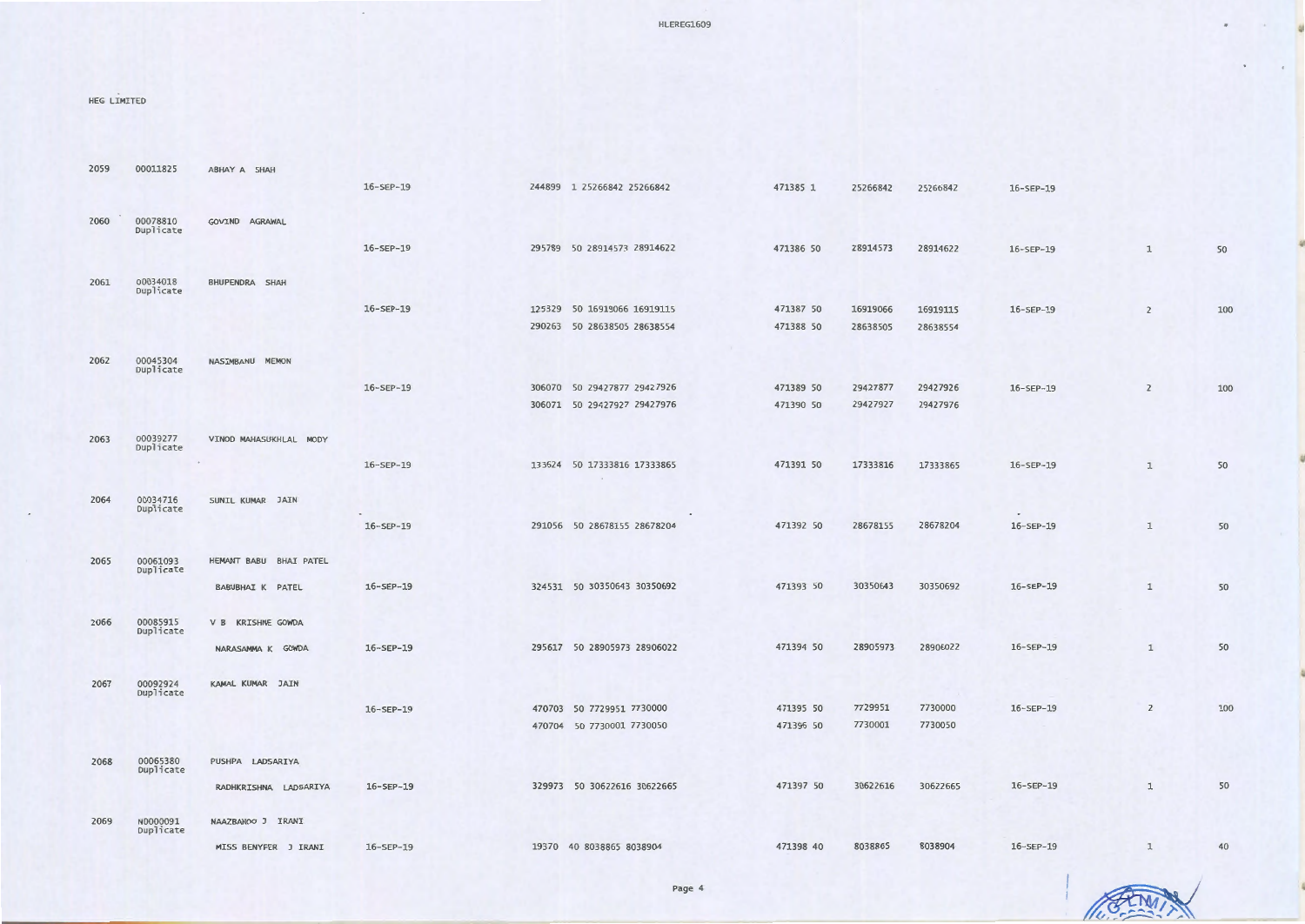HLEREG1609

HEG LIMITED

| | | | | | | | | | | |
|---|---|---|---|---|---|---|---|---|---|---|
| 2059 | 00011825 | ABHAY A SHAH | | | | | | | | |
| | | | 16-SEP-19 | 244899 1 25266842 25266842 | 471385 1 | 25266842 | 25266842 | 16-SEP-19 | | |
| 2060 | 00078810 Duplicate | GOVIND AGRAWAL | | | | | | | | |
| | | | 16-SEP-19 | 295789 50 28914573 28914622 | 471386 50 | 28914573 | 28914622 | 16-SEP-19 | 1 | 50 |
| 2061 | 00034018 Duplicate | BHUPENDRA SHAH | | | | | | | | |
| | | | 16-SEP-19 | 125329 50 16919066 16919115 | 471387 50 | 16919066 | 16919115 | 16-SEP-19 | 2 | 100 |
| | | | | 290263 50 28638505 28638554 | 471388 50 | 28638505 | 28638554 | | | |
| 2062 | 00045304 Duplicate | NASIMBANU MEMON | | | | | | | | |
| | | | 16-SEP-19 | 306070 50 29427877 29427926 | 471389 50 | 29427877 | 29427926 | 16-SEP-19 | 2 | 100 |
| | | | | 306071 50 29427927 29427976 | 471390 50 | 29427927 | 29427976 | | | |
| 2063 | 00039277 Duplicate | VINOD MAHASUKHLAL MODY | | | | | | | | |
| | | | 16-SEP-19 | 133624 50 17333816 17333865 | 471391 50 | 17333816 | 17333865 | 16-SEP-19 | 1 | 50 |
| 2064 | 00034716 Duplicate | SUNIL KUMAR JAIN | | | | | | | | |
| | | | 16-SEP-19 | 291056 50 28678155 28678204 | 471392 50 | 28678155 | 28678204 | 16-SEP-19 | 1 | 50 |
| 2065 | 00061093 Duplicate | HEMANT BABU BHAI PATEL | | | | | | | | |
| | | BABUBHAI K PATEL | 16-SEP-19 | 324531 50 30350643 30350692 | 471393 50 | 30350643 | 30350692 | 16-SEP-19 | 1 | 50 |
| 2066 | 00085915 Duplicate | V B KRISHNE GOWDA | | | | | | | | |
| | | NARASAMMA K GOWDA | 16-SEP-19 | 295617 50 28905973 28906022 | 471394 50 | 28905973 | 28906022 | 16-SEP-19 | 1 | 50 |
| 2067 | 00092924 Duplicate | KAMAL KUMAR JAIN | | | | | | | | |
| | | | 16-SEP-19 | 470703 50 7729951 7730000 | 471395 50 | 7729951 | 7730000 | 16-SEP-19 | 2 | 100 |
| | | | | 470704 50 7730001 7730050 | 471396 50 | 7730001 | 7730050 | | | |
| 2068 | 00065380 Duplicate | PUSHPA LADSARIYA | | | | | | | | |
| | | RADHKRISHNA LADSARIYA | 16-SEP-19 | 329973 50 30622616 30622665 | 471397 50 | 30622616 | 30622665 | 16-SEP-19 | 1 | 50 |
| 2069 | N0000091 Duplicate | NAAZBANOO J IRANI | | | | | | | | |
| | | MISS BENYFER J IRANI | 16-SEP-19 | 19370 40 8038865 8038904 | 471398 40 | 8038865 | 8038904 | 16-SEP-19 | 1 | 40 |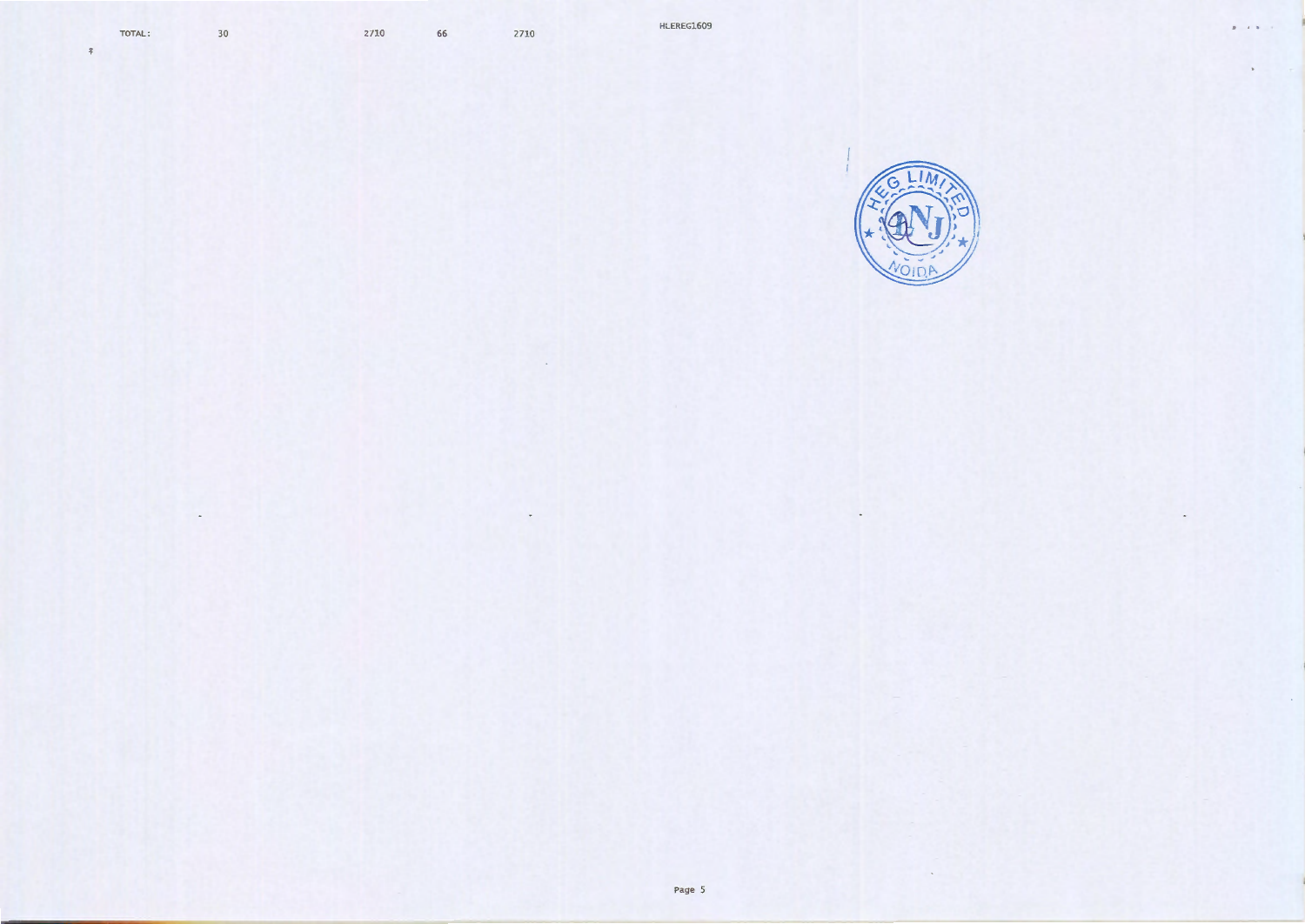| | | | | | |
|---|---|---|---|---|---|
| TOTAL: | 30 | 2710 | 66 | 2710 | HLEREG1609 |